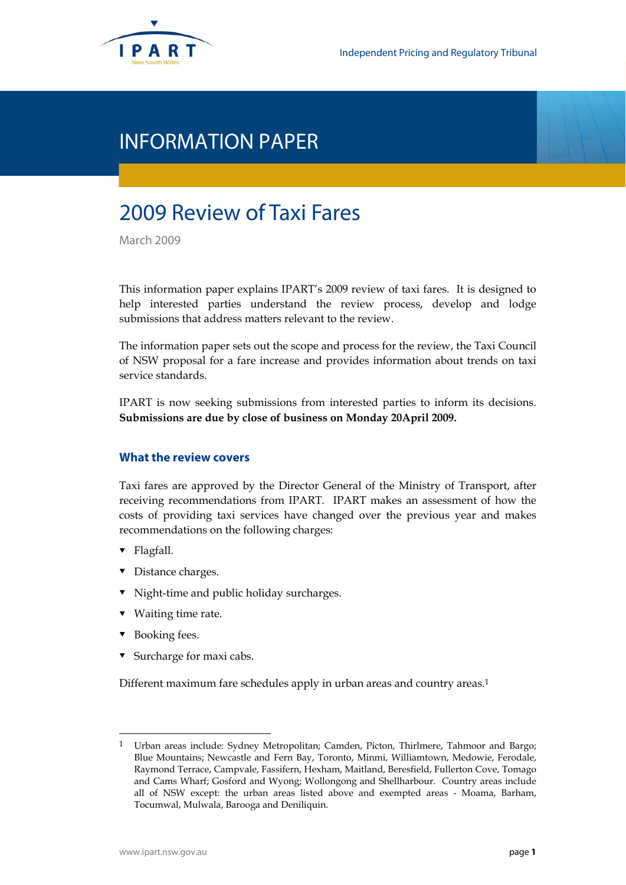Independent Pricing and Regulatory Tribunal

# INFORMATION PAPER

# 2009 Review of Taxi Fares

March 2009

This information paper explains IPART's 2009 review of taxi fares. It is designed to help interested parties understand the review process, develop and lodge submissions that address matters relevant to the review.

The information paper sets out the scope and process for the review, the Taxi Council of NSW proposal for a fare increase and provides information about trends on taxi service standards.

IPART is now seeking submissions from interested parties to inform its decisions. **Submissions are due by close of business on Monday 20April 2009.**

## What the review covers

Taxi fares are approved by the Director General of the Ministry of Transport, after receiving recommendations from IPART. IPART makes an assessment of how the costs of providing taxi services have changed over the previous year and makes recommendations on the following charges:

- Flagfall.
- Distance charges.
- Night-time and public holiday surcharges.
- Waiting time rate.
- Booking fees.
- Surcharge for maxi cabs.

Different maximum fare schedules apply in urban areas and country areas.[1]

[1] Urban areas include: Sydney Metropolitan; Camden, Picton, Thirlmere, Tahmoor and Bargo; Blue Mountains; Newcastle and Fern Bay, Toronto, Minmi, Williamtown, Medowie, Ferodale, Raymond Terrace, Campvale, Fassifern, Hexham, Maitland, Beresfield, Fullerton Cove, Tomago and Cams Wharf; Gosford and Wyong; Wollongong and Shellharbour. Country areas include all of NSW except: the urban areas listed above and exempted areas - Moama, Barham, Tocumwal, Mulwala, Barooga and Deniliquin.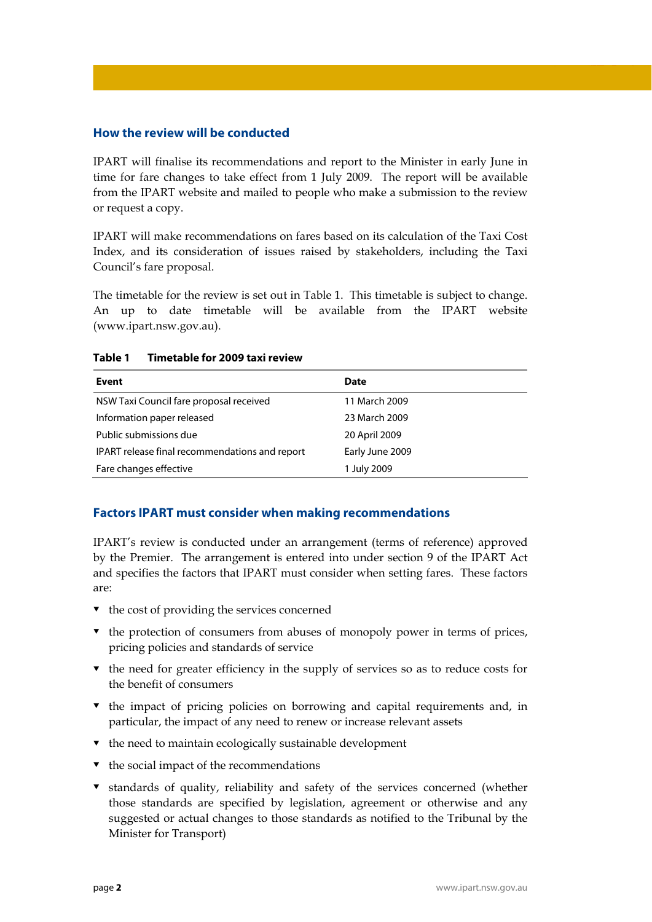## How the review will be conducted

IPART will finalise its recommendations and report to the Minister in early June in time for fare changes to take effect from 1 July 2009. The report will be available from the IPART website and mailed to people who make a submission to the review or request a copy.

IPART will make recommendations on fares based on its calculation of the Taxi Cost Index, and its consideration of issues raised by stakeholders, including the Taxi Council's fare proposal.

The timetable for the review is set out in Table 1. This timetable is subject to change. An up to date timetable will be available from the IPART website (www.ipart.nsw.gov.au).

**Table 1 Timetable for 2009 taxi review**

| Event | Date |
|---|---|
| NSW Taxi Council fare proposal received | 11 March 2009 |
| Information paper released | 23 March 2009 |
| Public submissions due | 20 April 2009 |
| IPART release final recommendations and report | Early June 2009 |
| Fare changes effective | 1 July 2009 |

## Factors IPART must consider when making recommendations

IPART's review is conducted under an arrangement (terms of reference) approved by the Premier. The arrangement is entered into under section 9 of the IPART Act and specifies the factors that IPART must consider when setting fares. These factors are:

- the cost of providing the services concerned
- the protection of consumers from abuses of monopoly power in terms of prices, pricing policies and standards of service
- the need for greater efficiency in the supply of services so as to reduce costs for the benefit of consumers
- the impact of pricing policies on borrowing and capital requirements and, in particular, the impact of any need to renew or increase relevant assets
- the need to maintain ecologically sustainable development
- the social impact of the recommendations
- standards of quality, reliability and safety of the services concerned (whether those standards are specified by legislation, agreement or otherwise and any suggested or actual changes to those standards as notified to the Tribunal by the Minister for Transport)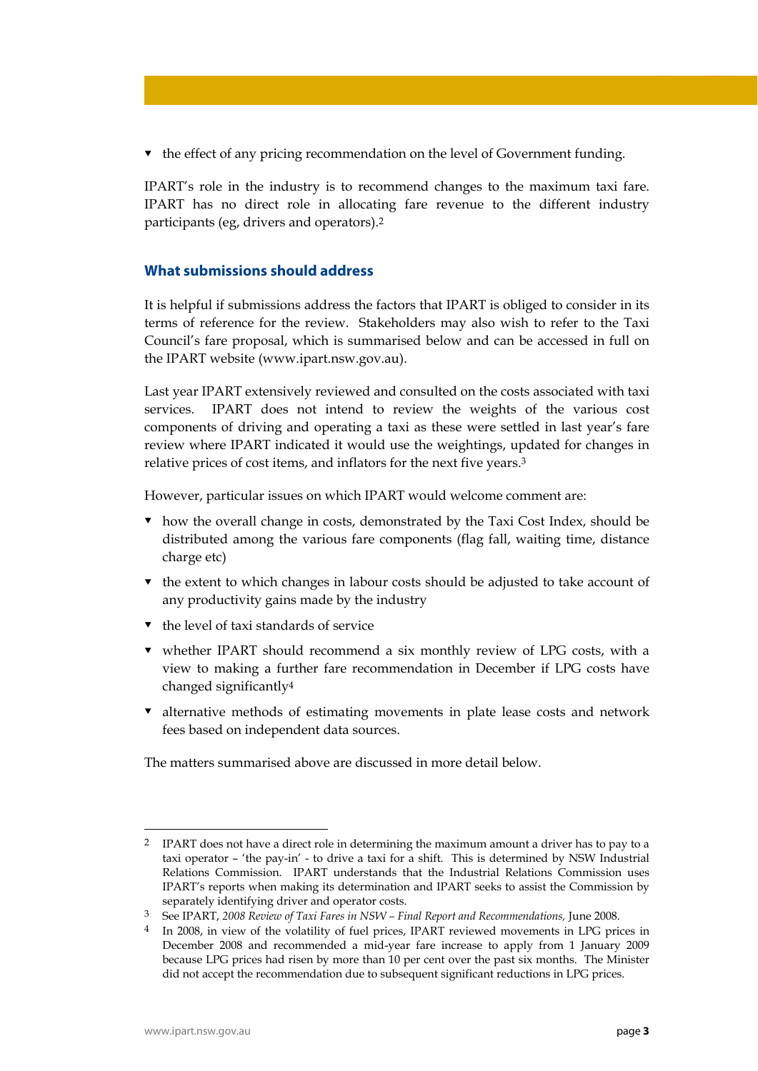- the effect of any pricing recommendation on the level of Government funding.

IPART's role in the industry is to recommend changes to the maximum taxi fare. IPART has no direct role in allocating fare revenue to the different industry participants (eg, drivers and operators).[2]

### What submissions should address

It is helpful if submissions address the factors that IPART is obliged to consider in its terms of reference for the review. Stakeholders may also wish to refer to the Taxi Council's fare proposal, which is summarised below and can be accessed in full on the IPART website (www.ipart.nsw.gov.au).

Last year IPART extensively reviewed and consulted on the costs associated with taxi services. IPART does not intend to review the weights of the various cost components of driving and operating a taxi as these were settled in last year's fare review where IPART indicated it would use the weightings, updated for changes in relative prices of cost items, and inflators for the next five years.[3]

However, particular issues on which IPART would welcome comment are:

- how the overall change in costs, demonstrated by the Taxi Cost Index, should be distributed among the various fare components (flag fall, waiting time, distance charge etc)
- the extent to which changes in labour costs should be adjusted to take account of any productivity gains made by the industry
- the level of taxi standards of service
- whether IPART should recommend a six monthly review of LPG costs, with a view to making a further fare recommendation in December if LPG costs have changed significantly[4]
- alternative methods of estimating movements in plate lease costs and network fees based on independent data sources.

The matters summarised above are discussed in more detail below.

---

[2] IPART does not have a direct role in determining the maximum amount a driver has to pay to a taxi operator – 'the pay-in' - to drive a taxi for a shift. This is determined by NSW Industrial Relations Commission. IPART understands that the Industrial Relations Commission uses IPART's reports when making its determination and IPART seeks to assist the Commission by separately identifying driver and operator costs.

[3] See IPART, *2008 Review of Taxi Fares in NSW – Final Report and Recommendations,* June 2008.

[4] In 2008, in view of the volatility of fuel prices, IPART reviewed movements in LPG prices in December 2008 and recommended a mid-year fare increase to apply from 1 January 2009 because LPG prices had risen by more than 10 per cent over the past six months. The Minister did not accept the recommendation due to subsequent significant reductions in LPG prices.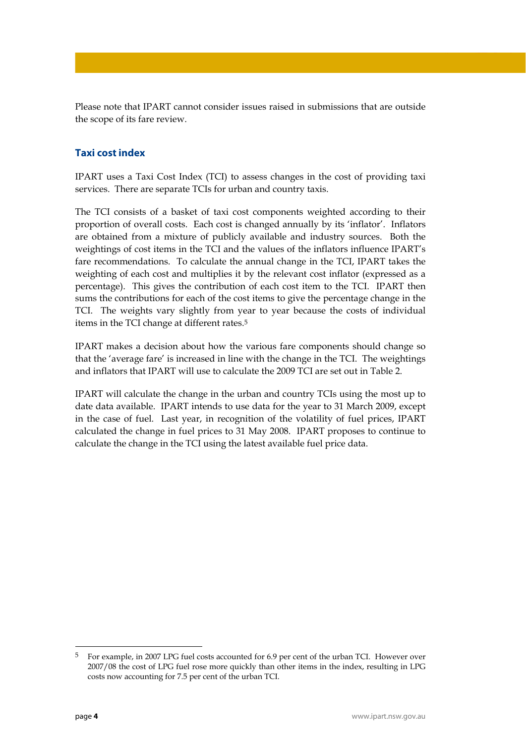Please note that IPART cannot consider issues raised in submissions that are outside the scope of its fare review.

## Taxi cost index

IPART uses a Taxi Cost Index (TCI) to assess changes in the cost of providing taxi services. There are separate TCIs for urban and country taxis.

The TCI consists of a basket of taxi cost components weighted according to their proportion of overall costs. Each cost is changed annually by its 'inflator'. Inflators are obtained from a mixture of publicly available and industry sources. Both the weightings of cost items in the TCI and the values of the inflators influence IPART's fare recommendations. To calculate the annual change in the TCI, IPART takes the weighting of each cost and multiplies it by the relevant cost inflator (expressed as a percentage). This gives the contribution of each cost item to the TCI. IPART then sums the contributions for each of the cost items to give the percentage change in the TCI. The weights vary slightly from year to year because the costs of individual items in the TCI change at different rates.[5]

IPART makes a decision about how the various fare components should change so that the 'average fare' is increased in line with the change in the TCI. The weightings and inflators that IPART will use to calculate the 2009 TCI are set out in Table 2.

IPART will calculate the change in the urban and country TCIs using the most up to date data available. IPART intends to use data for the year to 31 March 2009, except in the case of fuel. Last year, in recognition of the volatility of fuel prices, IPART calculated the change in fuel prices to 31 May 2008. IPART proposes to continue to calculate the change in the TCI using the latest available fuel price data.

---

[5] For example, in 2007 LPG fuel costs accounted for 6.9 per cent of the urban TCI. However over 2007/08 the cost of LPG fuel rose more quickly than other items in the index, resulting in LPG costs now accounting for 7.5 per cent of the urban TCI.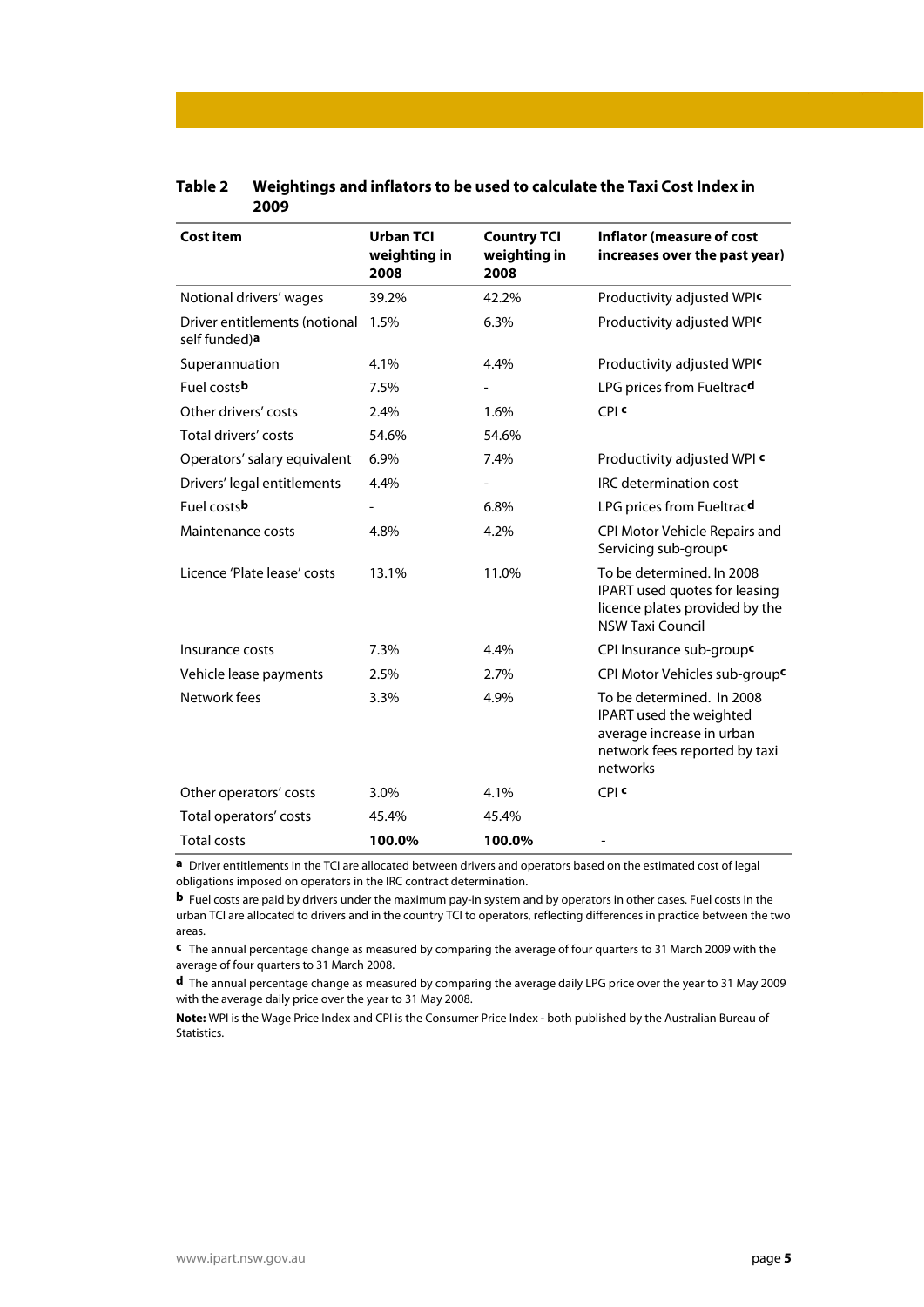**Table 2 Weightings and inflators to be used to calculate the Taxi Cost Index in 2009**

| Cost item | Urban TCI weighting in 2008 | Country TCI weighting in 2008 | Inflator (measure of cost increases over the past year) |
|---|---|---|---|
| Notional drivers' wages | 39.2% | 42.2% | Productivity adjusted WPI[c] |
| Driver entitlements (notional self funded)[a] | 1.5% | 6.3% | Productivity adjusted WPI[c] |
| Superannuation | 4.1% | 4.4% | Productivity adjusted WPI[c] |
| Fuel costs[b] | 7.5% | - | LPG prices from Fueltrac[d] |
| Other drivers' costs | 2.4% | 1.6% | CPI [c] |
| Total drivers' costs | 54.6% | 54.6% | |
| Operators' salary equivalent | 6.9% | 7.4% | Productivity adjusted WPI [c] |
| Drivers' legal entitlements | 4.4% | - | IRC determination cost |
| Fuel costs[b] | - | 6.8% | LPG prices from Fueltrac[d] |
| Maintenance costs | 4.8% | 4.2% | CPI Motor Vehicle Repairs and Servicing sub-group[c] |
| Licence 'Plate lease' costs | 13.1% | 11.0% | To be determined. In 2008 IPART used quotes for leasing licence plates provided by the NSW Taxi Council |
| Insurance costs | 7.3% | 4.4% | CPI Insurance sub-group[c] |
| Vehicle lease payments | 2.5% | 2.7% | CPI Motor Vehicles sub-group[c] |
| Network fees | 3.3% | 4.9% | To be determined. In 2008 IPART used the weighted average increase in urban network fees reported by taxi networks |
| Other operators' costs | 3.0% | 4.1% | CPI [c] |
| Total operators' costs | 45.4% | 45.4% | |
| Total costs | **100.0%** | **100.0%** | - |

**a** Driver entitlements in the TCI are allocated between drivers and operators based on the estimated cost of legal obligations imposed on operators in the IRC contract determination.

**b** Fuel costs are paid by drivers under the maximum pay-in system and by operators in other cases. Fuel costs in the urban TCI are allocated to drivers and in the country TCI to operators, reflecting differences in practice between the two areas.

**c** The annual percentage change as measured by comparing the average of four quarters to 31 March 2009 with the average of four quarters to 31 March 2008.

**d** The annual percentage change as measured by comparing the average daily LPG price over the year to 31 May 2009 with the average daily price over the year to 31 May 2008.

**Note:** WPI is the Wage Price Index and CPI is the Consumer Price Index - both published by the Australian Bureau of Statistics.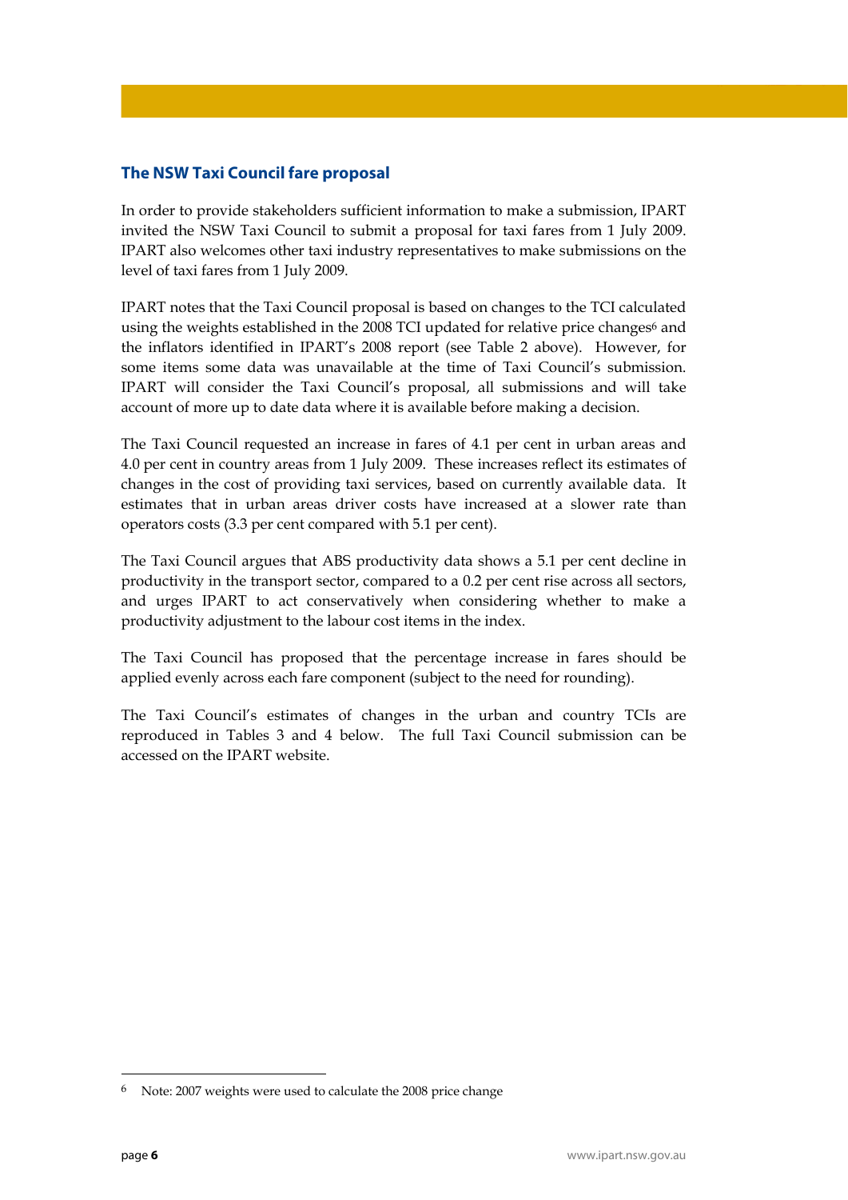### The NSW Taxi Council fare proposal

In order to provide stakeholders sufficient information to make a submission, IPART invited the NSW Taxi Council to submit a proposal for taxi fares from 1 July 2009. IPART also welcomes other taxi industry representatives to make submissions on the level of taxi fares from 1 July 2009.

IPART notes that the Taxi Council proposal is based on changes to the TCI calculated using the weights established in the 2008 TCI updated for relative price changes[6] and the inflators identified in IPART's 2008 report (see Table 2 above). However, for some items some data was unavailable at the time of Taxi Council's submission. IPART will consider the Taxi Council's proposal, all submissions and will take account of more up to date data where it is available before making a decision.

The Taxi Council requested an increase in fares of 4.1 per cent in urban areas and 4.0 per cent in country areas from 1 July 2009. These increases reflect its estimates of changes in the cost of providing taxi services, based on currently available data. It estimates that in urban areas driver costs have increased at a slower rate than operators costs (3.3 per cent compared with 5.1 per cent).

The Taxi Council argues that ABS productivity data shows a 5.1 per cent decline in productivity in the transport sector, compared to a 0.2 per cent rise across all sectors, and urges IPART to act conservatively when considering whether to make a productivity adjustment to the labour cost items in the index.

The Taxi Council has proposed that the percentage increase in fares should be applied evenly across each fare component (subject to the need for rounding).

The Taxi Council's estimates of changes in the urban and country TCIs are reproduced in Tables 3 and 4 below. The full Taxi Council submission can be accessed on the IPART website.

---

[6] Note: 2007 weights were used to calculate the 2008 price change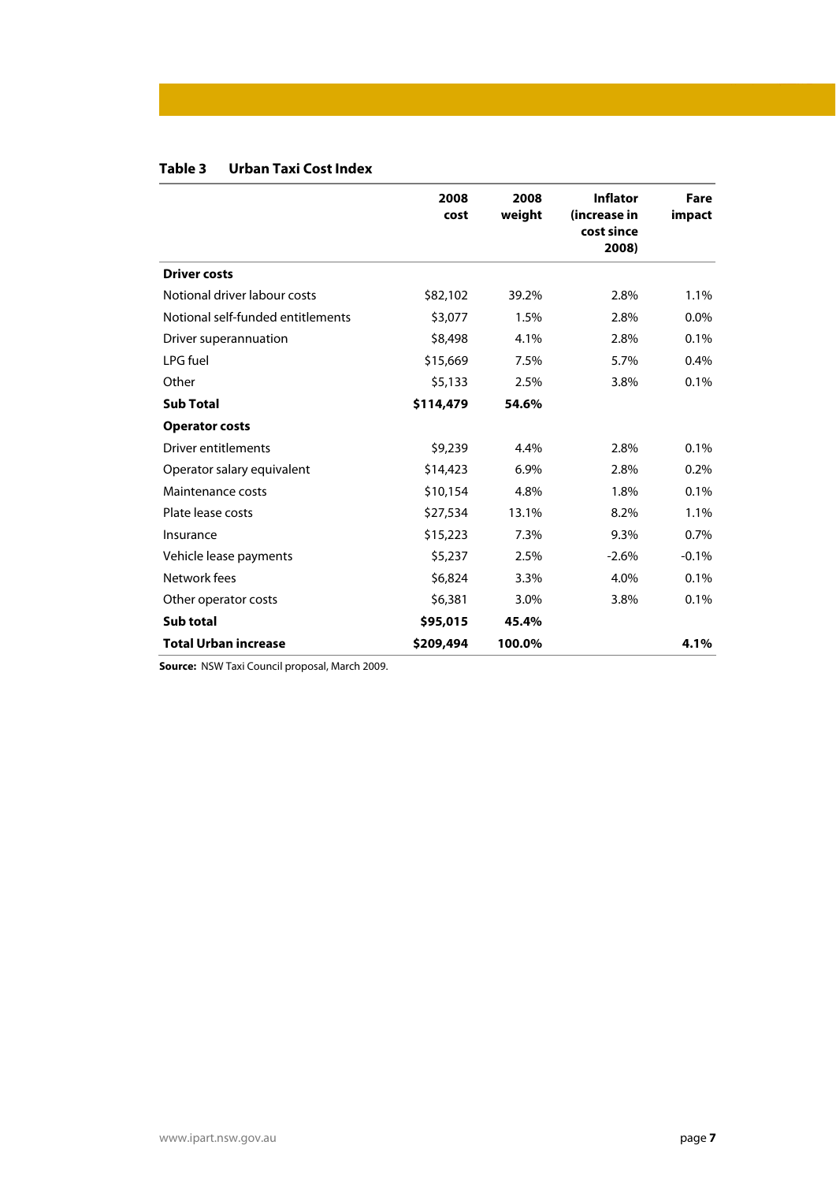**Table 3 Urban Taxi Cost Index**

| | 2008 cost | 2008 weight | Inflator (increase in cost since 2008) | Fare impact |
|---|---|---|---|---|
| **Driver costs** | | | | |
| Notional driver labour costs | $82,102 | 39.2% | 2.8% | 1.1% |
| Notional self-funded entitlements | $3,077 | 1.5% | 2.8% | 0.0% |
| Driver superannuation | $8,498 | 4.1% | 2.8% | 0.1% |
| LPG fuel | $15,669 | 7.5% | 5.7% | 0.4% |
| Other | $5,133 | 2.5% | 3.8% | 0.1% |
| **Sub Total** | **$114,479** | **54.6%** | | |
| **Operator costs** | | | | |
| Driver entitlements | $9,239 | 4.4% | 2.8% | 0.1% |
| Operator salary equivalent | $14,423 | 6.9% | 2.8% | 0.2% |
| Maintenance costs | $10,154 | 4.8% | 1.8% | 0.1% |
| Plate lease costs | $27,534 | 13.1% | 8.2% | 1.1% |
| Insurance | $15,223 | 7.3% | 9.3% | 0.7% |
| Vehicle lease payments | $5,237 | 2.5% | -2.6% | -0.1% |
| Network fees | $6,824 | 3.3% | 4.0% | 0.1% |
| Other operator costs | $6,381 | 3.0% | 3.8% | 0.1% |
| **Sub total** | **$95,015** | **45.4%** | | |
| **Total Urban increase** | **$209,494** | **100.0%** | | **4.1%** |

**Source:** NSW Taxi Council proposal, March 2009.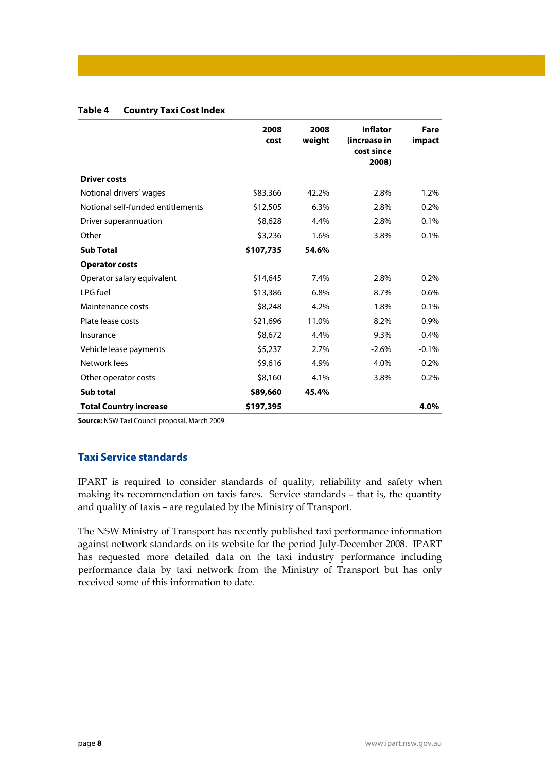**Table 4 Country Taxi Cost Index**

| | 2008 cost | 2008 weight | Inflator (increase in cost since 2008) | Fare impact |
|---|---|---|---|---|
| **Driver costs** | | | | |
| Notional drivers' wages | $83,366 | 42.2% | 2.8% | 1.2% |
| Notional self-funded entitlements | $12,505 | 6.3% | 2.8% | 0.2% |
| Driver superannuation | $8,628 | 4.4% | 2.8% | 0.1% |
| Other | $3,236 | 1.6% | 3.8% | 0.1% |
| **Sub Total** | **$107,735** | **54.6%** | | |
| **Operator costs** | | | | |
| Operator salary equivalent | $14,645 | 7.4% | 2.8% | 0.2% |
| LPG fuel | $13,386 | 6.8% | 8.7% | 0.6% |
| Maintenance costs | $8,248 | 4.2% | 1.8% | 0.1% |
| Plate lease costs | $21,696 | 11.0% | 8.2% | 0.9% |
| Insurance | $8,672 | 4.4% | 9.3% | 0.4% |
| Vehicle lease payments | $5,237 | 2.7% | -2.6% | -0.1% |
| Network fees | $9,616 | 4.9% | 4.0% | 0.2% |
| Other operator costs | $8,160 | 4.1% | 3.8% | 0.2% |
| **Sub total** | **$89,660** | **45.4%** | | |
| **Total Country increase** | **$197,395** | | | **4.0%** |

**Source:** NSW Taxi Council proposal, March 2009.

## Taxi Service standards

IPART is required to consider standards of quality, reliability and safety when making its recommendation on taxis fares. Service standards – that is, the quantity and quality of taxis – are regulated by the Ministry of Transport.

The NSW Ministry of Transport has recently published taxi performance information against network standards on its website for the period July-December 2008. IPART has requested more detailed data on the taxi industry performance including performance data by taxi network from the Ministry of Transport but has only received some of this information to date.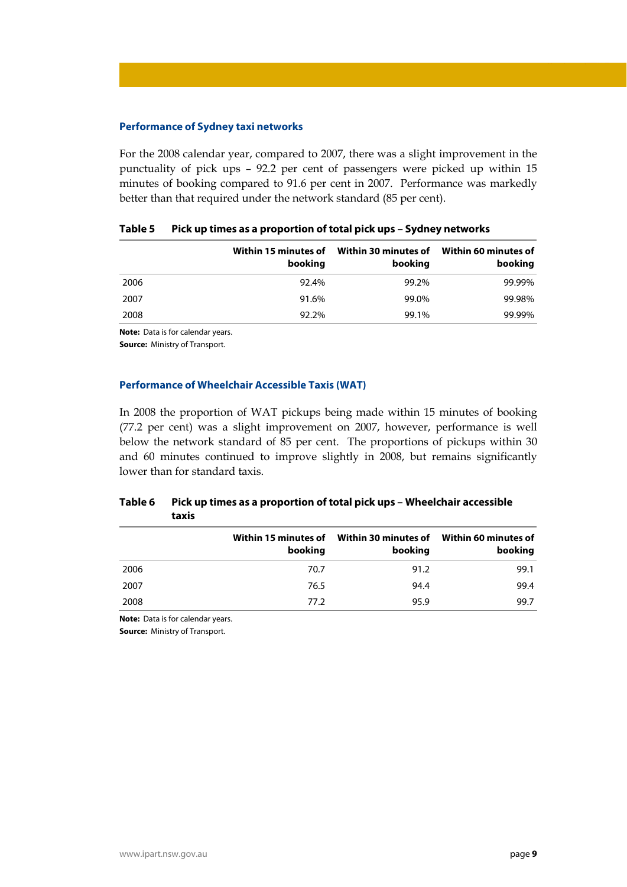### Performance of Sydney taxi networks

For the 2008 calendar year, compared to 2007, there was a slight improvement in the punctuality of pick ups – 92.2 per cent of passengers were picked up within 15 minutes of booking compared to 91.6 per cent in 2007. Performance was markedly better than that required under the network standard (85 per cent).

**Table 5 Pick up times as a proportion of total pick ups – Sydney networks**

| | Within 15 minutes of booking | Within 30 minutes of booking | Within 60 minutes of booking |
|---|---:|---:|---:|
| 2006 | 92.4% | 99.2% | 99.99% |
| 2007 | 91.6% | 99.0% | 99.98% |
| 2008 | 92.2% | 99.1% | 99.99% |

**Note:** Data is for calendar years.

**Source:** Ministry of Transport.

### Performance of Wheelchair Accessible Taxis (WAT)

In 2008 the proportion of WAT pickups being made within 15 minutes of booking (77.2 per cent) was a slight improvement on 2007, however, performance is well below the network standard of 85 per cent. The proportions of pickups within 30 and 60 minutes continued to improve slightly in 2008, but remains significantly lower than for standard taxis.

**Table 6 Pick up times as a proportion of total pick ups – Wheelchair accessible taxis**

| | Within 15 minutes of booking | Within 30 minutes of booking | Within 60 minutes of booking |
|---|---:|---:|---:|
| 2006 | 70.7 | 91.2 | 99.1 |
| 2007 | 76.5 | 94.4 | 99.4 |
| 2008 | 77.2 | 95.9 | 99.7 |

**Note:** Data is for calendar years.

**Source:** Ministry of Transport.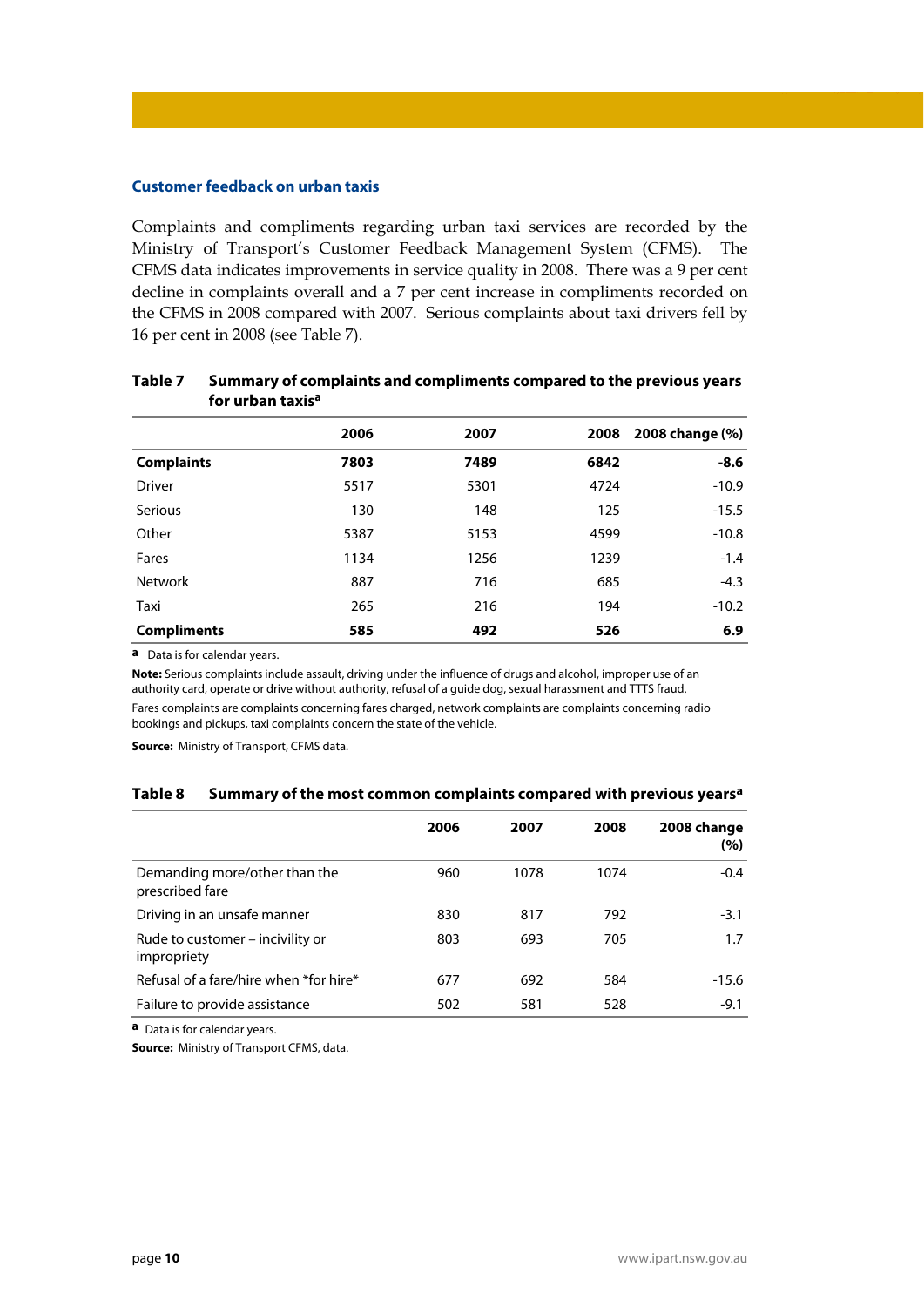### Customer feedback on urban taxis

Complaints and compliments regarding urban taxi services are recorded by the Ministry of Transport's Customer Feedback Management System (CFMS). The CFMS data indicates improvements in service quality in 2008. There was a 9 per cent decline in complaints overall and a 7 per cent increase in compliments recorded on the CFMS in 2008 compared with 2007. Serious complaints about taxi drivers fell by 16 per cent in 2008 (see Table 7).

**Table 7 Summary of complaints and compliments compared to the previous years for urban taxis[a]**

| | 2006 | 2007 | 2008 | 2008 change (%) |
|---|---|---|---|---|
| **Complaints** | **7803** | **7489** | **6842** | **-8.6** |
| Driver | 5517 | 5301 | 4724 | -10.9 |
| Serious | 130 | 148 | 125 | -15.5 |
| Other | 5387 | 5153 | 4599 | -10.8 |
| Fares | 1134 | 1256 | 1239 | -1.4 |
| Network | 887 | 716 | 685 | -4.3 |
| Taxi | 265 | 216 | 194 | -10.2 |
| **Compliments** | **585** | **492** | **526** | **6.9** |

[a] Data is for calendar years.

**Note:** Serious complaints include assault, driving under the influence of drugs and alcohol, improper use of an authority card, operate or drive without authority, refusal of a guide dog, sexual harassment and TTTS fraud.

Fares complaints are complaints concerning fares charged, network complaints are complaints concerning radio bookings and pickups, taxi complaints concern the state of the vehicle.

**Source:** Ministry of Transport, CFMS data.

**Table 8 Summary of the most common complaints compared with previous years[a]**

| | 2006 | 2007 | 2008 | 2008 change (%) |
|---|---|---|---|---|
| Demanding more/other than the prescribed fare | 960 | 1078 | 1074 | -0.4 |
| Driving in an unsafe manner | 830 | 817 | 792 | -3.1 |
| Rude to customer – incivility or impropriety | 803 | 693 | 705 | 1.7 |
| Refusal of a fare/hire when *for hire* | 677 | 692 | 584 | -15.6 |
| Failure to provide assistance | 502 | 581 | 528 | -9.1 |

[a] Data is for calendar years.

**Source:** Ministry of Transport CFMS, data.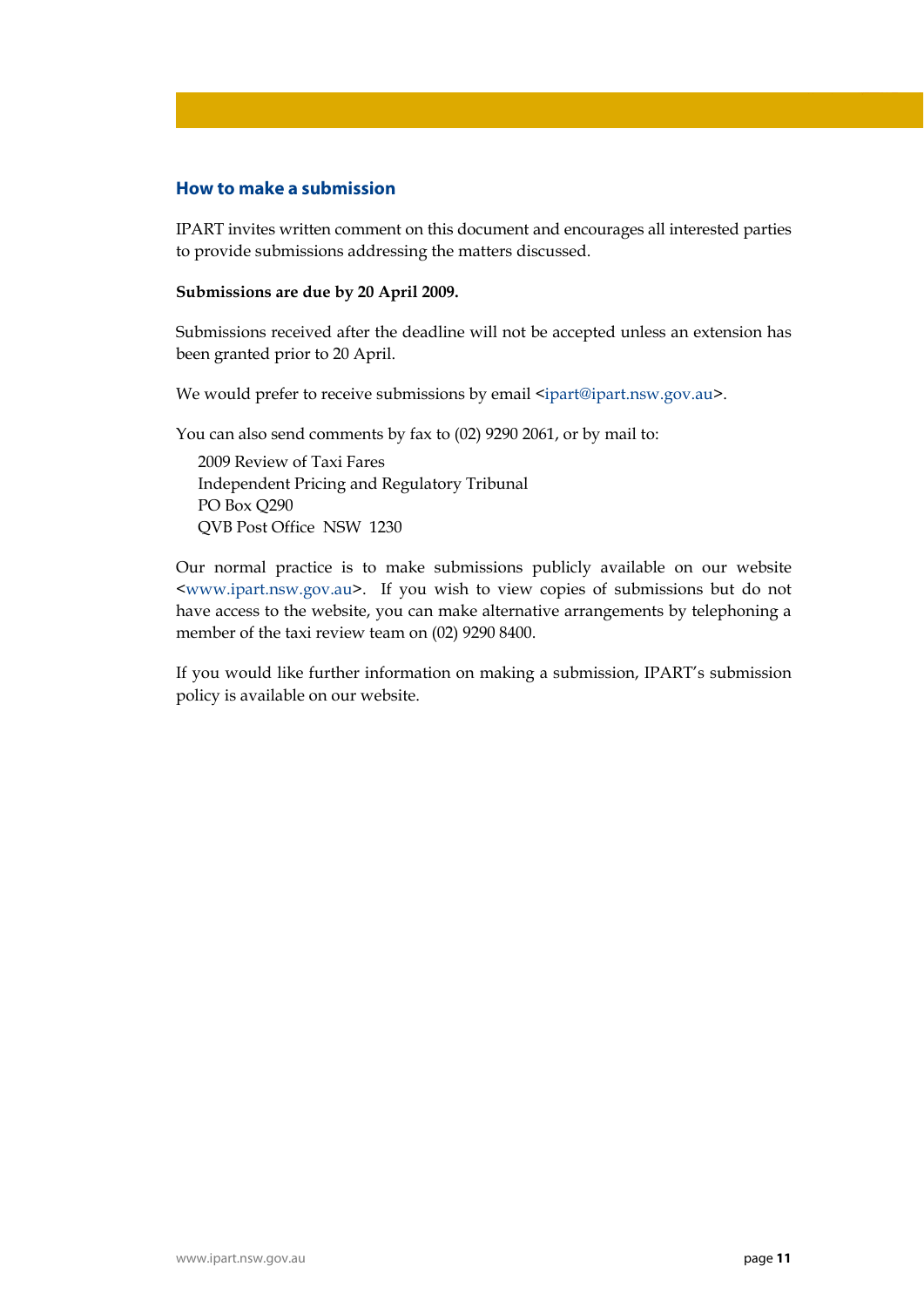## How to make a submission

IPART invites written comment on this document and encourages all interested parties to provide submissions addressing the matters discussed.

**Submissions are due by 20 April 2009.**

Submissions received after the deadline will not be accepted unless an extension has been granted prior to 20 April.

We would prefer to receive submissions by email <ipart@ipart.nsw.gov.au>.

You can also send comments by fax to (02) 9290 2061, or by mail to:

2009 Review of Taxi Fares
Independent Pricing and Regulatory Tribunal
PO Box Q290
QVB Post Office NSW 1230

Our normal practice is to make submissions publicly available on our website <www.ipart.nsw.gov.au>. If you wish to view copies of submissions but do not have access to the website, you can make alternative arrangements by telephoning a member of the taxi review team on (02) 9290 8400.

If you would like further information on making a submission, IPART's submission policy is available on our website.